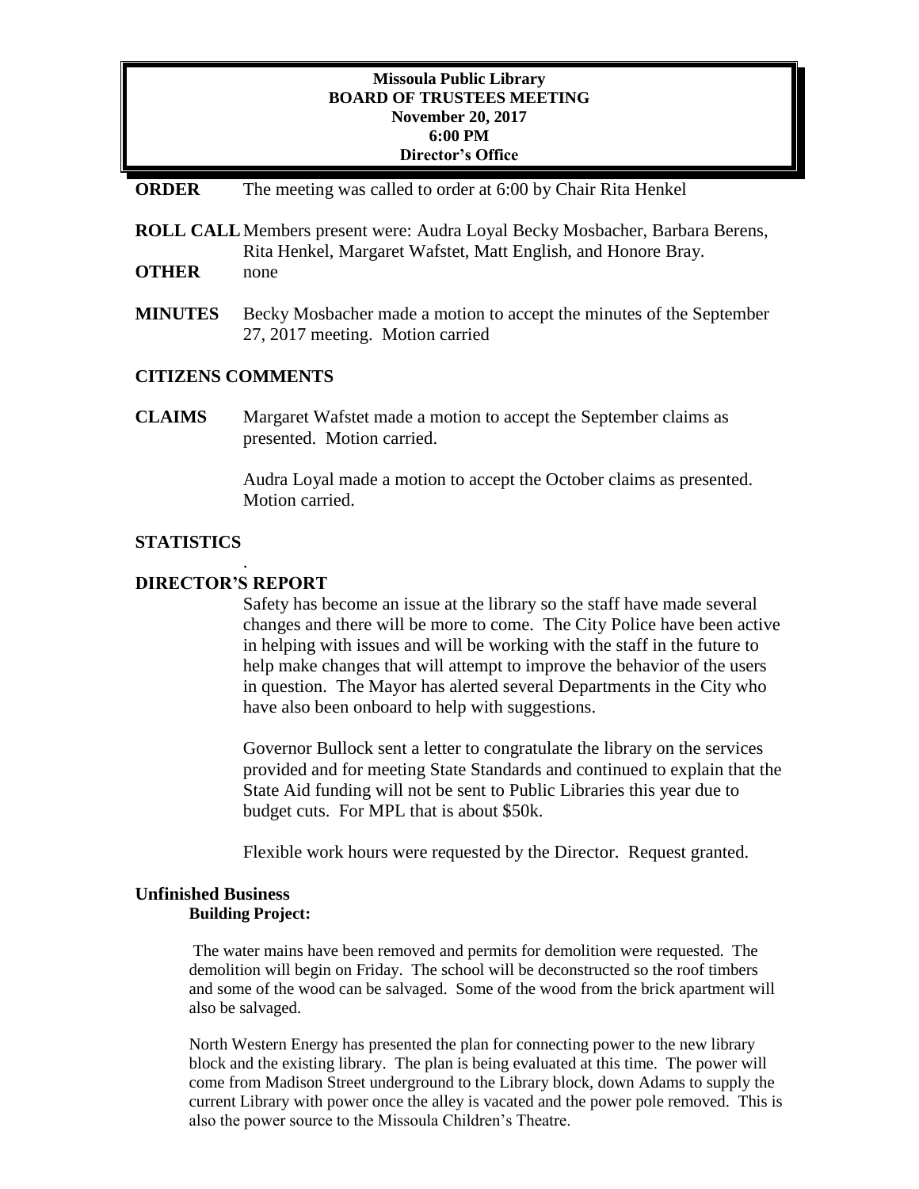**Missoula Public Library**
**BOARD OF TRUSTEES MEETING**
**November 20, 2017**
**6:00 PM**
**Director's Office**

**ORDER** The meeting was called to order at 6:00 by Chair Rita Henkel

**ROLL CALL** Members present were: Audra Loyal Becky Mosbacher, Barbara Berens, Rita Henkel, Margaret Wafstet, Matt English, and Honore Bray.

**OTHER** none

**MINUTES** Becky Mosbacher made a motion to accept the minutes of the September 27, 2017 meeting. Motion carried

**CITIZENS COMMENTS**

**CLAIMS** Margaret Wafstet made a motion to accept the September claims as presented. Motion carried.

Audra Loyal made a motion to accept the October claims as presented. Motion carried.

**STATISTICS**

.

**DIRECTOR'S REPORT**

Safety has become an issue at the library so the staff have made several changes and there will be more to come. The City Police have been active in helping with issues and will be working with the staff in the future to help make changes that will attempt to improve the behavior of the users in question. The Mayor has alerted several Departments in the City who have also been onboard to help with suggestions.

Governor Bullock sent a letter to congratulate the library on the services provided and for meeting State Standards and continued to explain that the State Aid funding will not be sent to Public Libraries this year due to budget cuts. For MPL that is about $50k.

Flexible work hours were requested by the Director. Request granted.

**Unfinished Business**

**Building Project:**

The water mains have been removed and permits for demolition were requested. The demolition will begin on Friday. The school will be deconstructed so the roof timbers and some of the wood can be salvaged. Some of the wood from the brick apartment will also be salvaged.

North Western Energy has presented the plan for connecting power to the new library block and the existing library. The plan is being evaluated at this time. The power will come from Madison Street underground to the Library block, down Adams to supply the current Library with power once the alley is vacated and the power pole removed. This is also the power source to the Missoula Children's Theatre.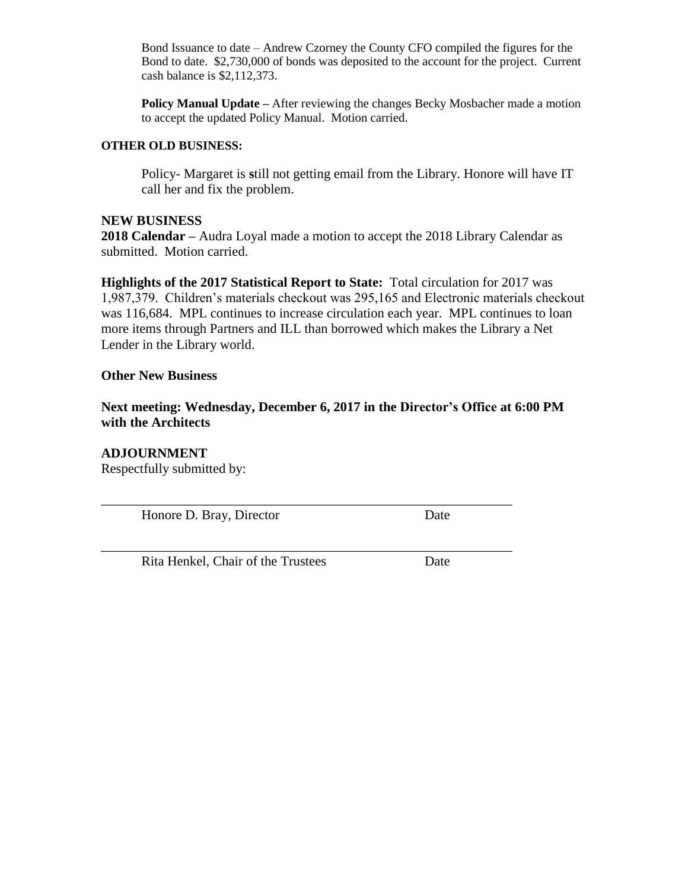Bond Issuance to date – Andrew Czorney the County CFO compiled the figures for the Bond to date. $2,730,000 of bonds was deposited to the account for the project. Current cash balance is $2,112,373.

**Policy Manual Update –** After reviewing the changes Becky Mosbacher made a motion to accept the updated Policy Manual. Motion carried.

**OTHER OLD BUSINESS:**

Policy- Margaret is still not getting email from the Library. Honore will have IT call her and fix the problem.

**NEW BUSINESS**

**2018 Calendar –** Audra Loyal made a motion to accept the 2018 Library Calendar as submitted. Motion carried.

**Highlights of the 2017 Statistical Report to State:** Total circulation for 2017 was 1,987,379. Children's materials checkout was 295,165 and Electronic materials checkout was 116,684. MPL continues to increase circulation each year. MPL continues to loan more items through Partners and ILL than borrowed which makes the Library a Net Lender in the Library world.

**Other New Business**

**Next meeting: Wednesday, December 6, 2017 in the Director's Office at 6:00 PM with the Architects**

**ADJOURNMENT**

Respectfully submitted by:

\_\_\_\_\_\_\_\_\_\_\_\_\_\_\_\_\_\_\_\_\_\_\_\_\_\_\_\_\_\_\_\_\_\_\_\_\_\_\_\_\_\_\_\_\_\_\_\_\_\_\_\_\_\_\_\_\_\_

Honore D. Bray, Director Date

\_\_\_\_\_\_\_\_\_\_\_\_\_\_\_\_\_\_\_\_\_\_\_\_\_\_\_\_\_\_\_\_\_\_\_\_\_\_\_\_\_\_\_\_\_\_\_\_\_\_\_\_\_\_\_\_\_\_

Rita Henkel, Chair of the Trustees Date